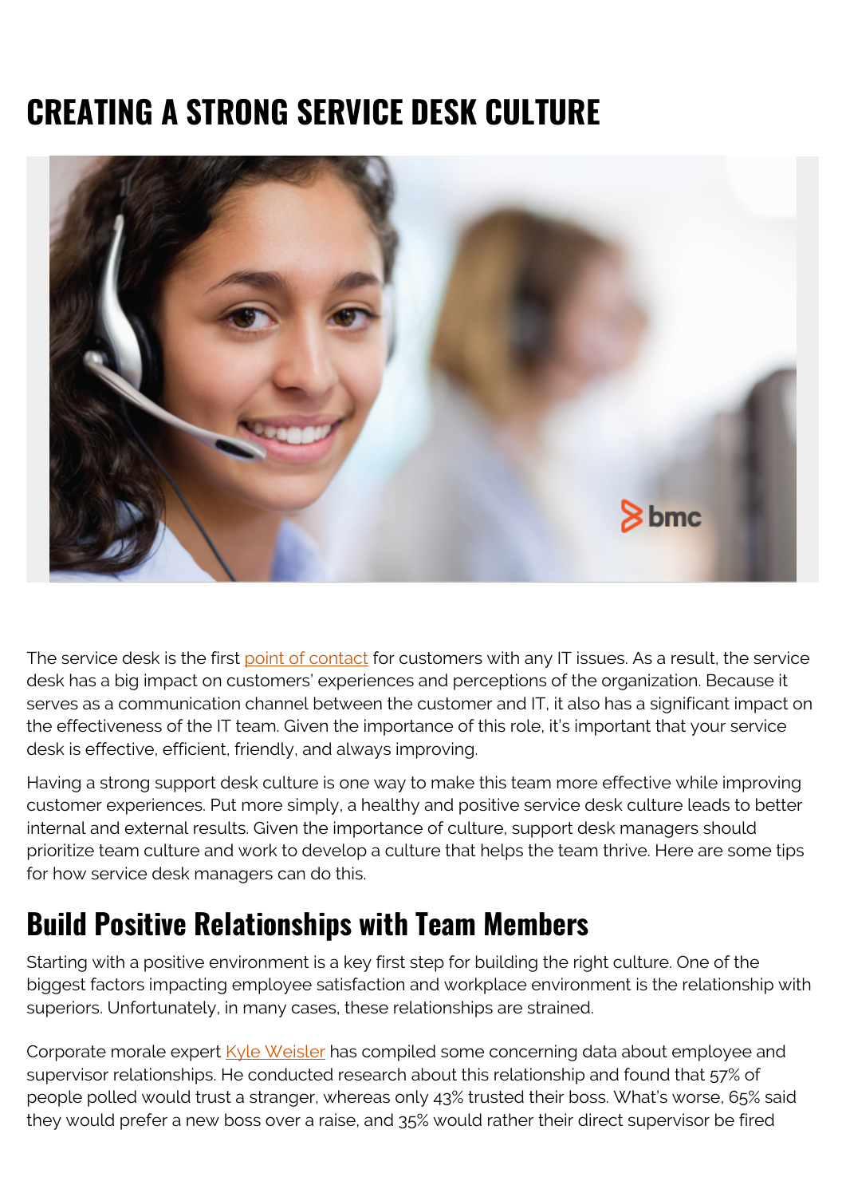# CREATING A STRONG SERVICE DESK CULTURE

The service desk is the first point of contact for customers with any IT issues. As a result, the service desk has a big impact on customers' experiences and perceptions of the organization. Because it serves as a communication channel between the customer and IT, it also has a significant impact on the effectiveness of the IT team. Given the importance of this role, it's important that your service desk is effective, efficient, friendly, and always improving.

Having a strong support desk culture is one way to make this team more effective while improving customer experiences. Put more simply, a healthy and positive service desk culture leads to better internal and external results. Given the importance of culture, support desk managers should prioritize team culture and work to develop a culture that helps the team thrive. Here are some tips for how service desk managers can do this.

## Build Positive Relationships with Team Members

Starting with a positive environment is a key first step for building the right culture. One of the biggest factors impacting employee satisfaction and workplace environment is the relationship with superiors. Unfortunately, in many cases, these relationships are strained.

Corporate morale expert Kyle Weisler has compiled some concerning data about employee and supervisor relationships. He conducted research about this relationship and found that 57% of people polled would trust a stranger, whereas only 43% trusted their boss. What's worse, 65% said they would prefer a new boss over a raise, and 35% would rather their direct supervisor be fired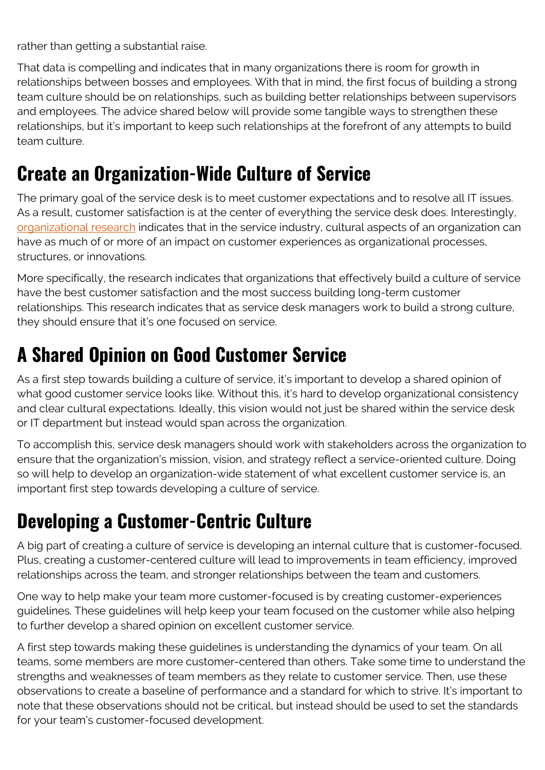rather than getting a substantial raise.

That data is compelling and indicates that in many organizations there is room for growth in relationships between bosses and employees. With that in mind, the first focus of building a strong team culture should be on relationships, such as building better relationships between supervisors and employees. The advice shared below will provide some tangible ways to strengthen these relationships, but it's important to keep such relationships at the forefront of any attempts to build team culture.

## Create an Organization-Wide Culture of Service

The primary goal of the service desk is to meet customer expectations and to resolve all IT issues. As a result, customer satisfaction is at the center of everything the service desk does. Interestingly, [organizational research] indicates that in the service industry, cultural aspects of an organization can have as much of or more of an impact on customer experiences as organizational processes, structures, or innovations.

More specifically, the research indicates that organizations that effectively build a culture of service have the best customer satisfaction and the most success building long-term customer relationships. This research indicates that as service desk managers work to build a strong culture, they should ensure that it's one focused on service.

## A Shared Opinion on Good Customer Service

As a first step towards building a culture of service, it's important to develop a shared opinion of what good customer service looks like. Without this, it's hard to develop organizational consistency and clear cultural expectations. Ideally, this vision would not just be shared within the service desk or IT department but instead would span across the organization.

To accomplish this, service desk managers should work with stakeholders across the organization to ensure that the organization's mission, vision, and strategy reflect a service-oriented culture. Doing so will help to develop an organization-wide statement of what excellent customer service is, an important first step towards developing a culture of service.

## Developing a Customer-Centric Culture

A big part of creating a culture of service is developing an internal culture that is customer-focused. Plus, creating a customer-centered culture will lead to improvements in team efficiency, improved relationships across the team, and stronger relationships between the team and customers.

One way to help make your team more customer-focused is by creating customer-experiences guidelines. These guidelines will help keep your team focused on the customer while also helping to further develop a shared opinion on excellent customer service.

A first step towards making these guidelines is understanding the dynamics of your team. On all teams, some members are more customer-centered than others. Take some time to understand the strengths and weaknesses of team members as they relate to customer service. Then, use these observations to create a baseline of performance and a standard for which to strive. It's important to note that these observations should not be critical, but instead should be used to set the standards for your team's customer-focused development.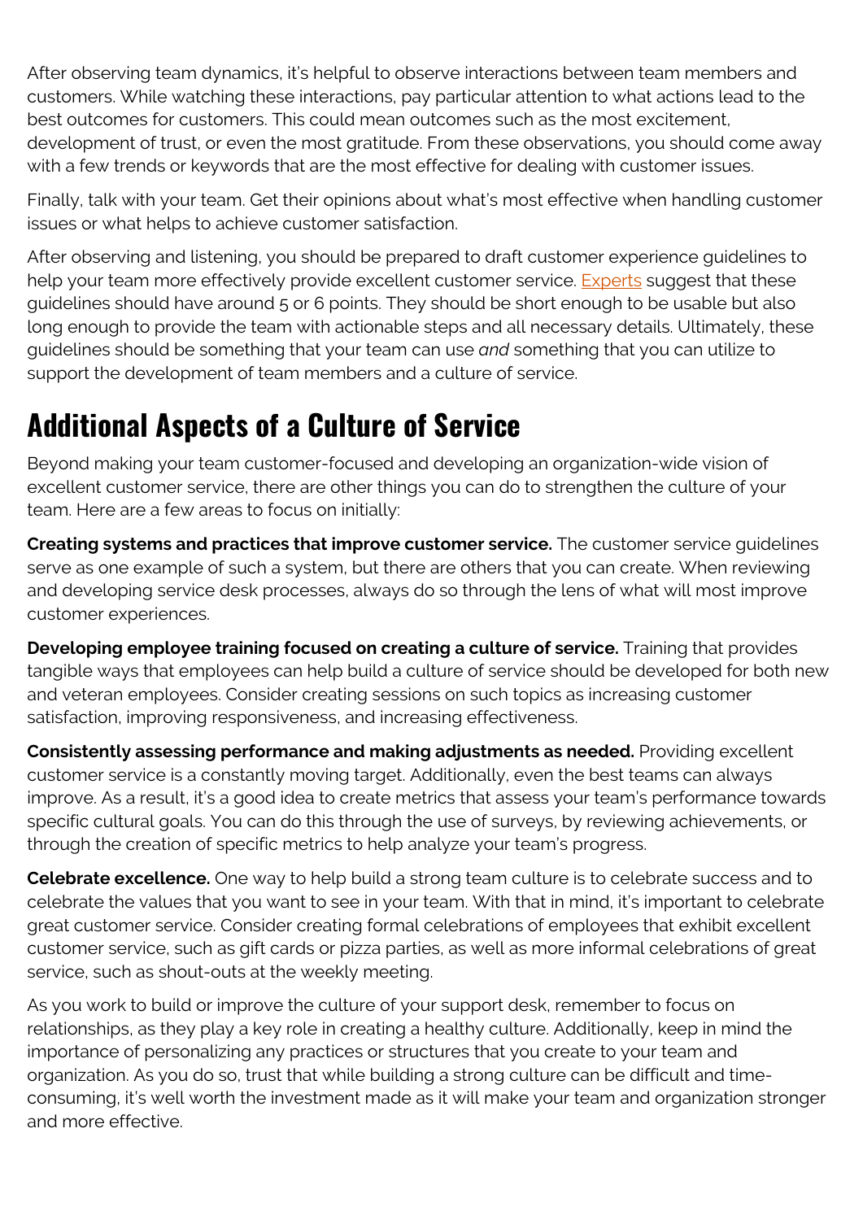After observing team dynamics, it's helpful to observe interactions between team members and customers. While watching these interactions, pay particular attention to what actions lead to the best outcomes for customers. This could mean outcomes such as the most excitement, development of trust, or even the most gratitude. From these observations, you should come away with a few trends or keywords that are the most effective for dealing with customer issues.

Finally, talk with your team. Get their opinions about what's most effective when handling customer issues or what helps to achieve customer satisfaction.

After observing and listening, you should be prepared to draft customer experience guidelines to help your team more effectively provide excellent customer service. Experts suggest that these guidelines should have around 5 or 6 points. They should be short enough to be usable but also long enough to provide the team with actionable steps and all necessary details. Ultimately, these guidelines should be something that your team can use *and* something that you can utilize to support the development of team members and a culture of service.

# Additional Aspects of a Culture of Service

Beyond making your team customer-focused and developing an organization-wide vision of excellent customer service, there are other things you can do to strengthen the culture of your team. Here are a few areas to focus on initially:

**Creating systems and practices that improve customer service.** The customer service guidelines serve as one example of such a system, but there are others that you can create. When reviewing and developing service desk processes, always do so through the lens of what will most improve customer experiences.

**Developing employee training focused on creating a culture of service.** Training that provides tangible ways that employees can help build a culture of service should be developed for both new and veteran employees. Consider creating sessions on such topics as increasing customer satisfaction, improving responsiveness, and increasing effectiveness.

**Consistently assessing performance and making adjustments as needed.** Providing excellent customer service is a constantly moving target. Additionally, even the best teams can always improve. As a result, it's a good idea to create metrics that assess your team's performance towards specific cultural goals. You can do this through the use of surveys, by reviewing achievements, or through the creation of specific metrics to help analyze your team's progress.

**Celebrate excellence.** One way to help build a strong team culture is to celebrate success and to celebrate the values that you want to see in your team. With that in mind, it's important to celebrate great customer service. Consider creating formal celebrations of employees that exhibit excellent customer service, such as gift cards or pizza parties, as well as more informal celebrations of great service, such as shout-outs at the weekly meeting.

As you work to build or improve the culture of your support desk, remember to focus on relationships, as they play a key role in creating a healthy culture. Additionally, keep in mind the importance of personalizing any practices or structures that you create to your team and organization. As you do so, trust that while building a strong culture can be difficult and time-consuming, it's well worth the investment made as it will make your team and organization stronger and more effective.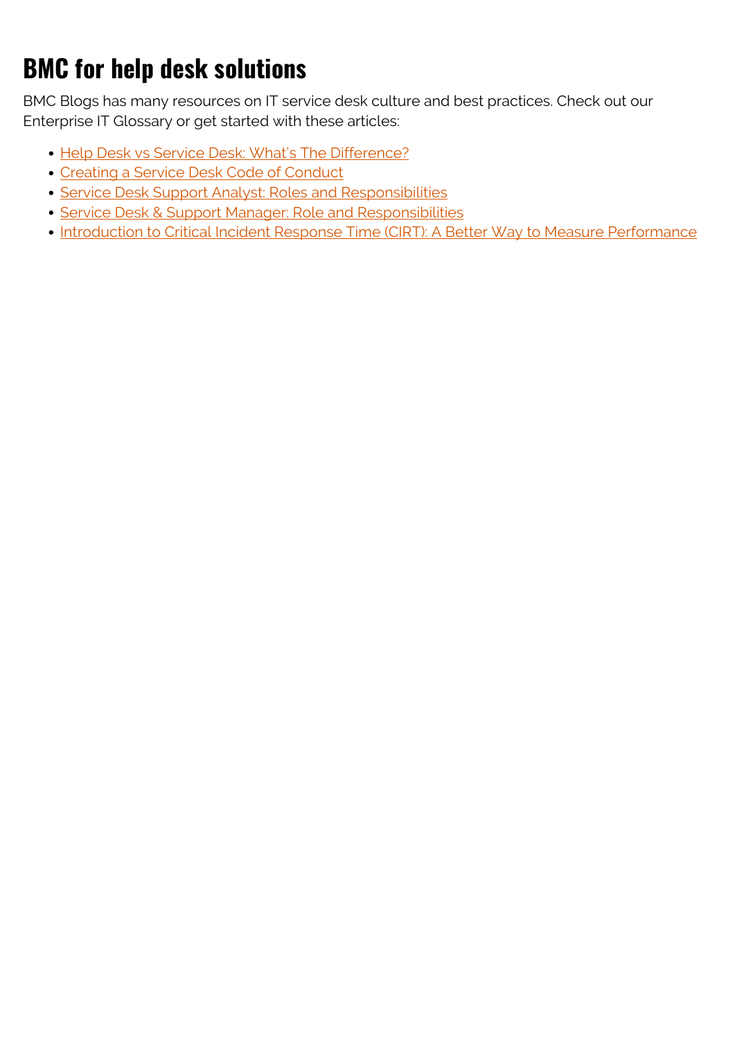## BMC for help desk solutions

BMC Blogs has many resources on IT service desk culture and best practices. Check out our Enterprise IT Glossary or get started with these articles:

- Help Desk vs Service Desk: What's The Difference?
- Creating a Service Desk Code of Conduct
- Service Desk Support Analyst: Roles and Responsibilities
- Service Desk & Support Manager: Role and Responsibilities
- Introduction to Critical Incident Response Time (CIRT): A Better Way to Measure Performance